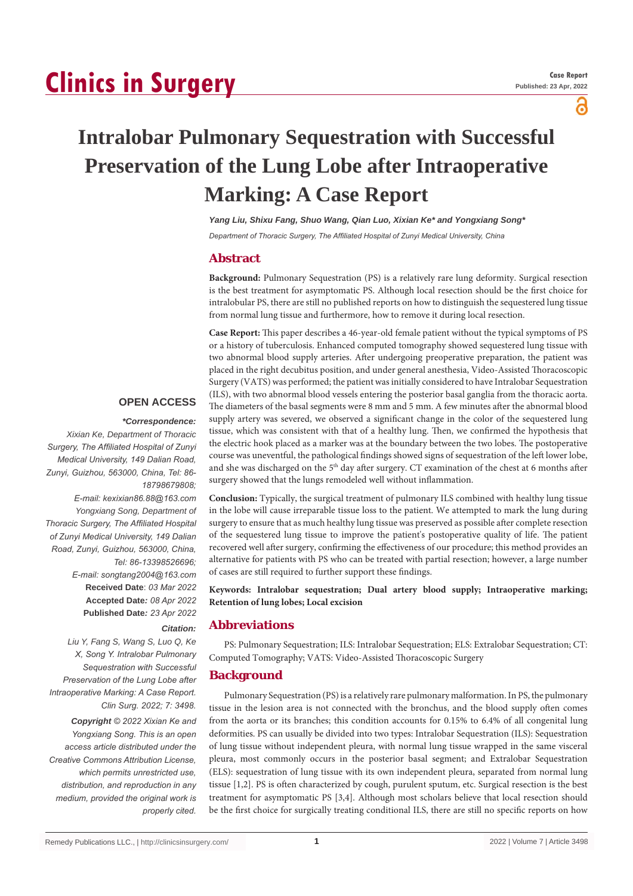Case Report

Published: 23 Apr, 2022

# Intralobar Pulmonary Sequestration with Successful Preservation of the Lung Lobe after Intraoperative Marking: A Case Report

*Yang Liu, Shixu Fang, Shuo Wang, Qian Luo, Xixian Ke\* and Yongxiang Song\**

*Department of Thoracic Surgery, The Affiliated Hospital of Zunyi Medical University, China*

## Abstract

**Background:** Pulmonary Sequestration (PS) is a relatively rare lung deformity. Surgical resection is the best treatment for asymptomatic PS. Although local resection should be the first choice for intralobular PS, there are still no published reports on how to distinguish the sequestered lung tissue from normal lung tissue and furthermore, how to remove it during local resection.

**Case Report:** This paper describes a 46-year-old female patient without the typical symptoms of PS or a history of tuberculosis. Enhanced computed tomography showed sequestered lung tissue with two abnormal blood supply arteries. After undergoing preoperative preparation, the patient was placed in the right decubitus position, and under general anesthesia, Video-Assisted Thoracoscopic Surgery (VATS) was performed; the patient was initially considered to have Intralobar Sequestration (ILS), with two abnormal blood vessels entering the posterior basal ganglia from the thoracic aorta. The diameters of the basal segments were 8 mm and 5 mm. A few minutes after the abnormal blood supply artery was severed, we observed a significant change in the color of the sequestered lung tissue, which was consistent with that of a healthy lung. Then, we confirmed the hypothesis that the electric hook placed as a marker was at the boundary between the two lobes. The postoperative course was uneventful, the pathological findings showed signs of sequestration of the left lower lobe, and she was discharged on the 5th day after surgery. CT examination of the chest at 6 months after surgery showed that the lungs remodeled well without inflammation.

**Conclusion:** Typically, the surgical treatment of pulmonary ILS combined with healthy lung tissue in the lobe will cause irreparable tissue loss to the patient. We attempted to mark the lung during surgery to ensure that as much healthy lung tissue was preserved as possible after complete resection of the sequestered lung tissue to improve the patient's postoperative quality of life. The patient recovered well after surgery, confirming the effectiveness of our procedure; this method provides an alternative for patients with PS who can be treated with partial resection; however, a large number of cases are still required to further support these findings.

**Keywords: Intralobar sequestration; Dual artery blood supply; Intraoperative marking; Retention of lung lobes; Local excision**

**OPEN ACCESS**

***\*Correspondence:***

*Xixian Ke, Department of Thoracic Surgery, The Affiliated Hospital of Zunyi Medical University, 149 Dalian Road, Zunyi, Guizhou, 563000, China, Tel: 86-18798679808;*

*E-mail: kexixian86.88@163.com*

*Yongxiang Song, Department of Thoracic Surgery, The Affiliated Hospital of Zunyi Medical University, 149 Dalian Road, Zunyi, Guizhou, 563000, China, Tel: 86-13398526696;*

*E-mail: songtang2004@163.com*

**Received Date**: *03 Mar 2022*

**Accepted Date***: 08 Apr 2022*

**Published Date***: 23 Apr 2022*

***Citation:***

*Liu Y, Fang S, Wang S, Luo Q, Ke X, Song Y. Intralobar Pulmonary Sequestration with Successful Preservation of the Lung Lobe after Intraoperative Marking: A Case Report. Clin Surg. 2022; 7: 3498.*

***Copyright** © 2022 Xixian Ke and Yongxiang Song. This is an open access article distributed under the Creative Commons Attribution License, which permits unrestricted use, distribution, and reproduction in any medium, provided the original work is properly cited.*

## Abbreviations

PS: Pulmonary Sequestration; ILS: Intralobar Sequestration; ELS: Extralobar Sequestration; CT: Computed Tomography; VATS: Video-Assisted Thoracoscopic Surgery

## Background

Pulmonary Sequestration (PS) is a relatively rare pulmonary malformation. In PS, the pulmonary tissue in the lesion area is not connected with the bronchus, and the blood supply often comes from the aorta or its branches; this condition accounts for 0.15% to 6.4% of all congenital lung deformities. PS can usually be divided into two types: Intralobar Sequestration (ILS): Sequestration of lung tissue without independent pleura, with normal lung tissue wrapped in the same visceral pleura, most commonly occurs in the posterior basal segment; and Extralobar Sequestration (ELS): sequestration of lung tissue with its own independent pleura, separated from normal lung tissue [1,2]. PS is often characterized by cough, purulent sputum, etc. Surgical resection is the best treatment for asymptomatic PS [3,4]. Although most scholars believe that local resection should be the first choice for surgically treating conditional ILS, there are still no specific reports on how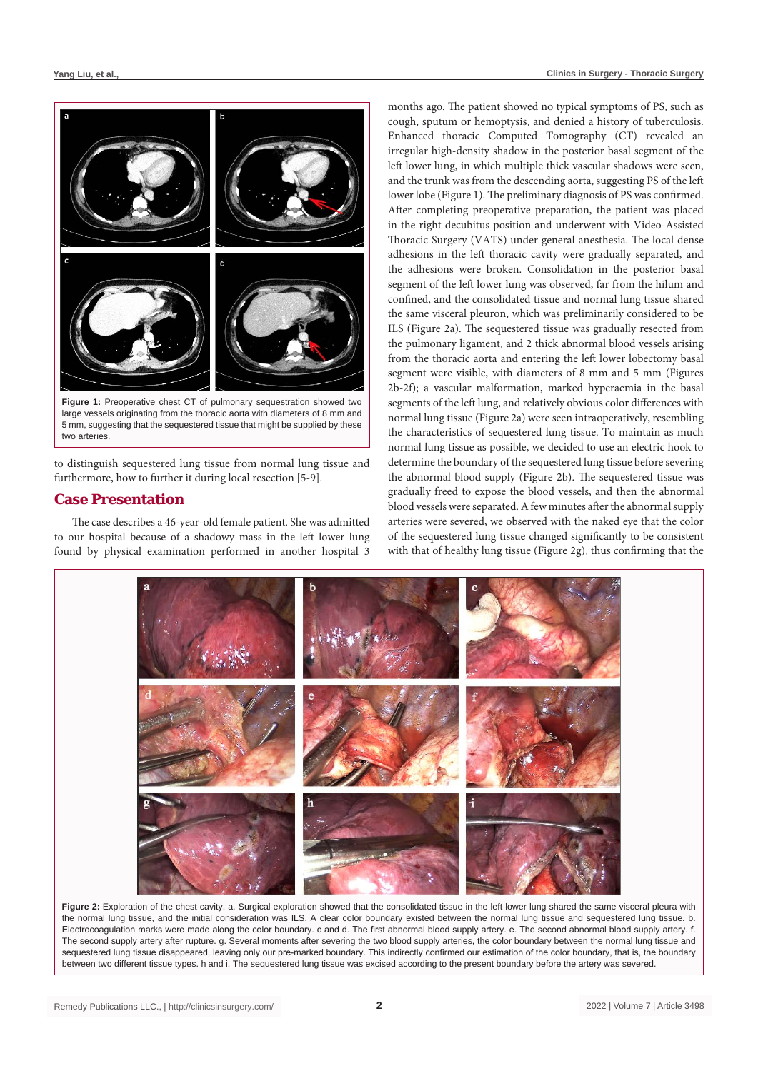Figure 1: Preoperative chest CT of pulmonary sequestration showed two large vessels originating from the thoracic aorta with diameters of 8 mm and 5 mm, suggesting that the sequestered tissue that might be supplied by these two arteries.

to distinguish sequestered lung tissue from normal lung tissue and furthermore, how to further it during local resection [5-9].

## Case Presentation

The case describes a 46-year-old female patient. She was admitted to our hospital because of a shadowy mass in the left lower lung found by physical examination performed in another hospital 3 months ago. The patient showed no typical symptoms of PS, such as cough, sputum or hemoptysis, and denied a history of tuberculosis. Enhanced thoracic Computed Tomography (CT) revealed an irregular high-density shadow in the posterior basal segment of the left lower lung, in which multiple thick vascular shadows were seen, and the trunk was from the descending aorta, suggesting PS of the left lower lobe (Figure 1). The preliminary diagnosis of PS was confirmed. After completing preoperative preparation, the patient was placed in the right decubitus position and underwent with Video-Assisted Thoracic Surgery (VATS) under general anesthesia. The local dense adhesions in the left thoracic cavity were gradually separated, and the adhesions were broken. Consolidation in the posterior basal segment of the left lower lung was observed, far from the hilum and confined, and the consolidated tissue and normal lung tissue shared the same visceral pleuron, which was preliminarily considered to be ILS (Figure 2a). The sequestered tissue was gradually resected from the pulmonary ligament, and 2 thick abnormal blood vessels arising from the thoracic aorta and entering the left lower lobectomy basal segment were visible, with diameters of 8 mm and 5 mm (Figures 2b-2f); a vascular malformation, marked hyperaemia in the basal segments of the left lung, and relatively obvious color differences with normal lung tissue (Figure 2a) were seen intraoperatively, resembling the characteristics of sequestered lung tissue. To maintain as much normal lung tissue as possible, we decided to use an electric hook to determine the boundary of the sequestered lung tissue before severing the abnormal blood supply (Figure 2b). The sequestered tissue was gradually freed to expose the blood vessels, and then the abnormal blood vessels were separated. A few minutes after the abnormal supply arteries were severed, we observed with the naked eye that the color of the sequestered lung tissue changed significantly to be consistent with that of healthy lung tissue (Figure 2g), thus confirming that the

Figure 2: Exploration of the chest cavity. a. Surgical exploration showed that the consolidated tissue in the left lower lung shared the same visceral pleura with the normal lung tissue, and the initial consideration was ILS. A clear color boundary existed between the normal lung tissue and sequestered lung tissue. b. Electrocoagulation marks were made along the color boundary. c and d. The first abnormal blood supply artery. e. The second abnormal blood supply artery. f. The second supply artery after rupture. g. Several moments after severing the two blood supply arteries, the color boundary between the normal lung tissue and sequestered lung tissue disappeared, leaving only our pre-marked boundary. This indirectly confirmed our estimation of the color boundary, that is, the boundary between two different tissue types. h and i. The sequestered lung tissue was excised according to the present boundary before the artery was severed.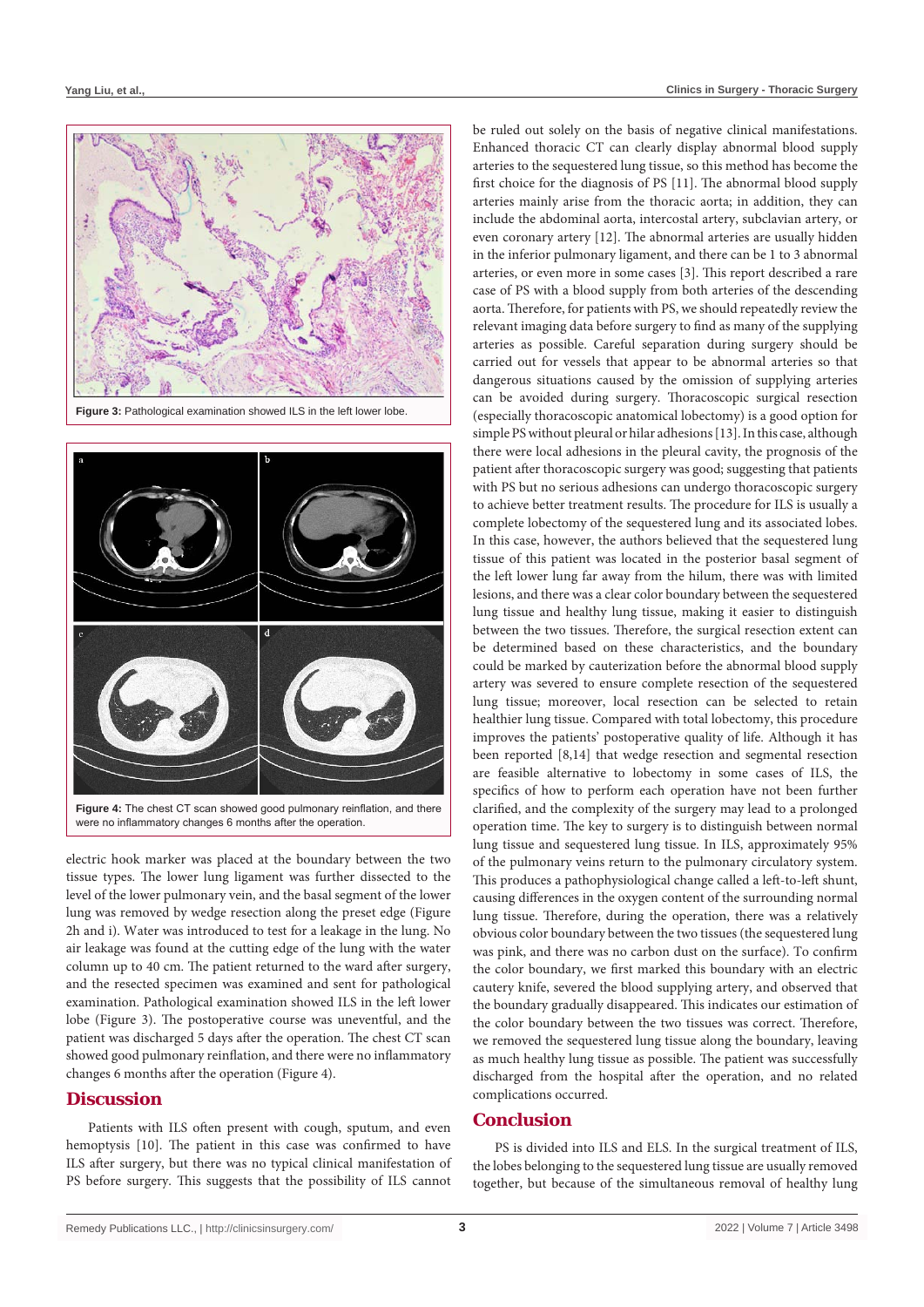Figure 3: Pathological examination showed ILS in the left lower lobe.

Figure 4: The chest CT scan showed good pulmonary reinflation, and there were no inflammatory changes 6 months after the operation.

electric hook marker was placed at the boundary between the two tissue types. The lower lung ligament was further dissected to the level of the lower pulmonary vein, and the basal segment of the lower lung was removed by wedge resection along the preset edge (Figure 2h and i). Water was introduced to test for a leakage in the lung. No air leakage was found at the cutting edge of the lung with the water column up to 40 cm. The patient returned to the ward after surgery, and the resected specimen was examined and sent for pathological examination. Pathological examination showed ILS in the left lower lobe (Figure 3). The postoperative course was uneventful, and the patient was discharged 5 days after the operation. The chest CT scan showed good pulmonary reinflation, and there were no inflammatory changes 6 months after the operation (Figure 4).

## Discussion

Patients with ILS often present with cough, sputum, and even hemoptysis [10]. The patient in this case was confirmed to have ILS after surgery, but there was no typical clinical manifestation of PS before surgery. This suggests that the possibility of ILS cannot be ruled out solely on the basis of negative clinical manifestations. Enhanced thoracic CT can clearly display abnormal blood supply arteries to the sequestered lung tissue, so this method has become the first choice for the diagnosis of PS [11]. The abnormal blood supply arteries mainly arise from the thoracic aorta; in addition, they can include the abdominal aorta, intercostal artery, subclavian artery, or even coronary artery [12]. The abnormal arteries are usually hidden in the inferior pulmonary ligament, and there can be 1 to 3 abnormal arteries, or even more in some cases [3]. This report described a rare case of PS with a blood supply from both arteries of the descending aorta. Therefore, for patients with PS, we should repeatedly review the relevant imaging data before surgery to find as many of the supplying arteries as possible. Careful separation during surgery should be carried out for vessels that appear to be abnormal arteries so that dangerous situations caused by the omission of supplying arteries can be avoided during surgery. Thoracoscopic surgical resection (especially thoracoscopic anatomical lobectomy) is a good option for simple PS without pleural or hilar adhesions [13]. In this case, although there were local adhesions in the pleural cavity, the prognosis of the patient after thoracoscopic surgery was good; suggesting that patients with PS but no serious adhesions can undergo thoracoscopic surgery to achieve better treatment results. The procedure for ILS is usually a complete lobectomy of the sequestered lung and its associated lobes. In this case, however, the authors believed that the sequestered lung tissue of this patient was located in the posterior basal segment of the left lower lung far away from the hilum, there was with limited lesions, and there was a clear color boundary between the sequestered lung tissue and healthy lung tissue, making it easier to distinguish between the two tissues. Therefore, the surgical resection extent can be determined based on these characteristics, and the boundary could be marked by cauterization before the abnormal blood supply artery was severed to ensure complete resection of the sequestered lung tissue; moreover, local resection can be selected to retain healthier lung tissue. Compared with total lobectomy, this procedure improves the patients' postoperative quality of life. Although it has been reported [8,14] that wedge resection and segmental resection are feasible alternative to lobectomy in some cases of ILS, the specifics of how to perform each operation have not been further clarified, and the complexity of the surgery may lead to a prolonged operation time. The key to surgery is to distinguish between normal lung tissue and sequestered lung tissue. In ILS, approximately 95% of the pulmonary veins return to the pulmonary circulatory system. This produces a pathophysiological change called a left-to-left shunt, causing differences in the oxygen content of the surrounding normal lung tissue. Therefore, during the operation, there was a relatively obvious color boundary between the two tissues (the sequestered lung was pink, and there was no carbon dust on the surface). To confirm the color boundary, we first marked this boundary with an electric cautery knife, severed the blood supplying artery, and observed that the boundary gradually disappeared. This indicates our estimation of the color boundary between the two tissues was correct. Therefore, we removed the sequestered lung tissue along the boundary, leaving as much healthy lung tissue as possible. The patient was successfully discharged from the hospital after the operation, and no related complications occurred.

## Conclusion

PS is divided into ILS and ELS. In the surgical treatment of ILS, the lobes belonging to the sequestered lung tissue are usually removed together, but because of the simultaneous removal of healthy lung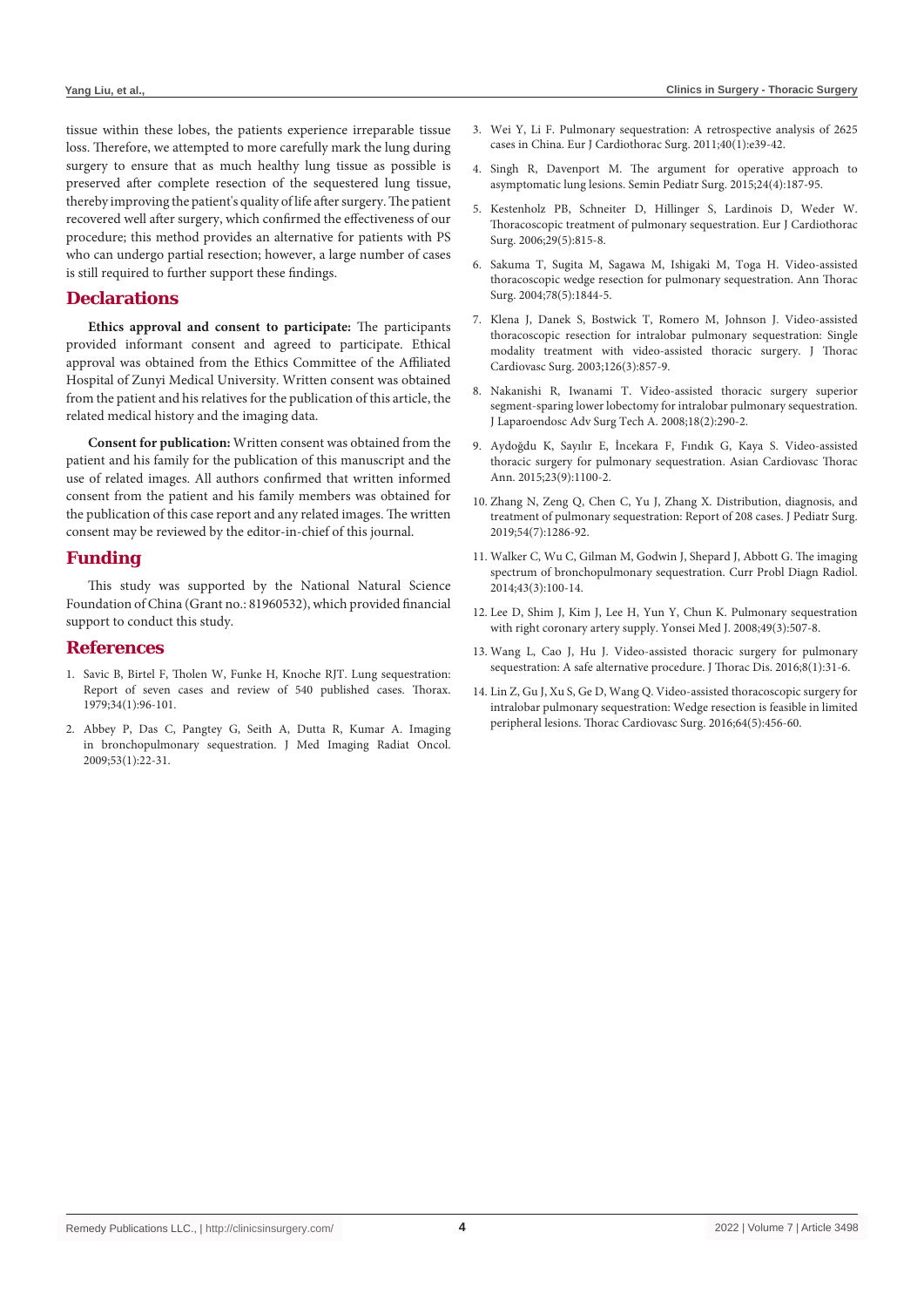tissue within these lobes, the patients experience irreparable tissue loss. Therefore, we attempted to more carefully mark the lung during surgery to ensure that as much healthy lung tissue as possible is preserved after complete resection of the sequestered lung tissue, thereby improving the patient's quality of life after surgery. The patient recovered well after surgery, which confirmed the effectiveness of our procedure; this method provides an alternative for patients with PS who can undergo partial resection; however, a large number of cases is still required to further support these findings.

## Declarations

**Ethics approval and consent to participate:** The participants provided informant consent and agreed to participate. Ethical approval was obtained from the Ethics Committee of the Affiliated Hospital of Zunyi Medical University. Written consent was obtained from the patient and his relatives for the publication of this article, the related medical history and the imaging data.

**Consent for publication:** Written consent was obtained from the patient and his family for the publication of this manuscript and the use of related images. All authors confirmed that written informed consent from the patient and his family members was obtained for the publication of this case report and any related images. The written consent may be reviewed by the editor-in-chief of this journal.

## Funding

This study was supported by the National Natural Science Foundation of China (Grant no.: 81960532), which provided financial support to conduct this study.

## References

1. Savic B, Birtel F, Tholen W, Funke H, Knoche RJT. Lung sequestration: Report of seven cases and review of 540 published cases. Thorax. 1979;34(1):96-101.
2. Abbey P, Das C, Pangtey G, Seith A, Dutta R, Kumar A. Imaging in bronchopulmonary sequestration. J Med Imaging Radiat Oncol. 2009;53(1):22-31.
3. Wei Y, Li F. Pulmonary sequestration: A retrospective analysis of 2625 cases in China. Eur J Cardiothorac Surg. 2011;40(1):e39-42.
4. Singh R, Davenport M. The argument for operative approach to asymptomatic lung lesions. Semin Pediatr Surg. 2015;24(4):187-95.
5. Kestenholz PB, Schneiter D, Hillinger S, Lardinois D, Weder W. Thoracoscopic treatment of pulmonary sequestration. Eur J Cardiothorac Surg. 2006;29(5):815-8.
6. Sakuma T, Sugita M, Sagawa M, Ishigaki M, Toga H. Video-assisted thoracoscopic wedge resection for pulmonary sequestration. Ann Thorac Surg. 2004;78(5):1844-5.
7. Klena J, Danek S, Bostwick T, Romero M, Johnson J. Video-assisted thoracoscopic resection for intralobar pulmonary sequestration: Single modality treatment with video-assisted thoracic surgery. J Thorac Cardiovasc Surg. 2003;126(3):857-9.
8. Nakanishi R, Iwanami T. Video-assisted thoracic surgery superior segment-sparing lower lobectomy for intralobar pulmonary sequestration. J Laparoendosc Adv Surg Tech A. 2008;18(2):290-2.
9. Aydoğdu K, Sayılır E, İncekara F, Fındık G, Kaya S. Video-assisted thoracic surgery for pulmonary sequestration. Asian Cardiovasc Thorac Ann. 2015;23(9):1100-2.
10. Zhang N, Zeng Q, Chen C, Yu J, Zhang X. Distribution, diagnosis, and treatment of pulmonary sequestration: Report of 208 cases. J Pediatr Surg. 2019;54(7):1286-92.
11. Walker C, Wu C, Gilman M, Godwin J, Shepard J, Abbott G. The imaging spectrum of bronchopulmonary sequestration. Curr Probl Diagn Radiol. 2014;43(3):100-14.
12. Lee D, Shim J, Kim J, Lee H, Yun Y, Chun K. Pulmonary sequestration with right coronary artery supply. Yonsei Med J. 2008;49(3):507-8.
13. Wang L, Cao J, Hu J. Video-assisted thoracic surgery for pulmonary sequestration: A safe alternative procedure. J Thorac Dis. 2016;8(1):31-6.
14. Lin Z, Gu J, Xu S, Ge D, Wang Q. Video-assisted thoracoscopic surgery for intralobar pulmonary sequestration: Wedge resection is feasible in limited peripheral lesions. Thorac Cardiovasc Surg. 2016;64(5):456-60.